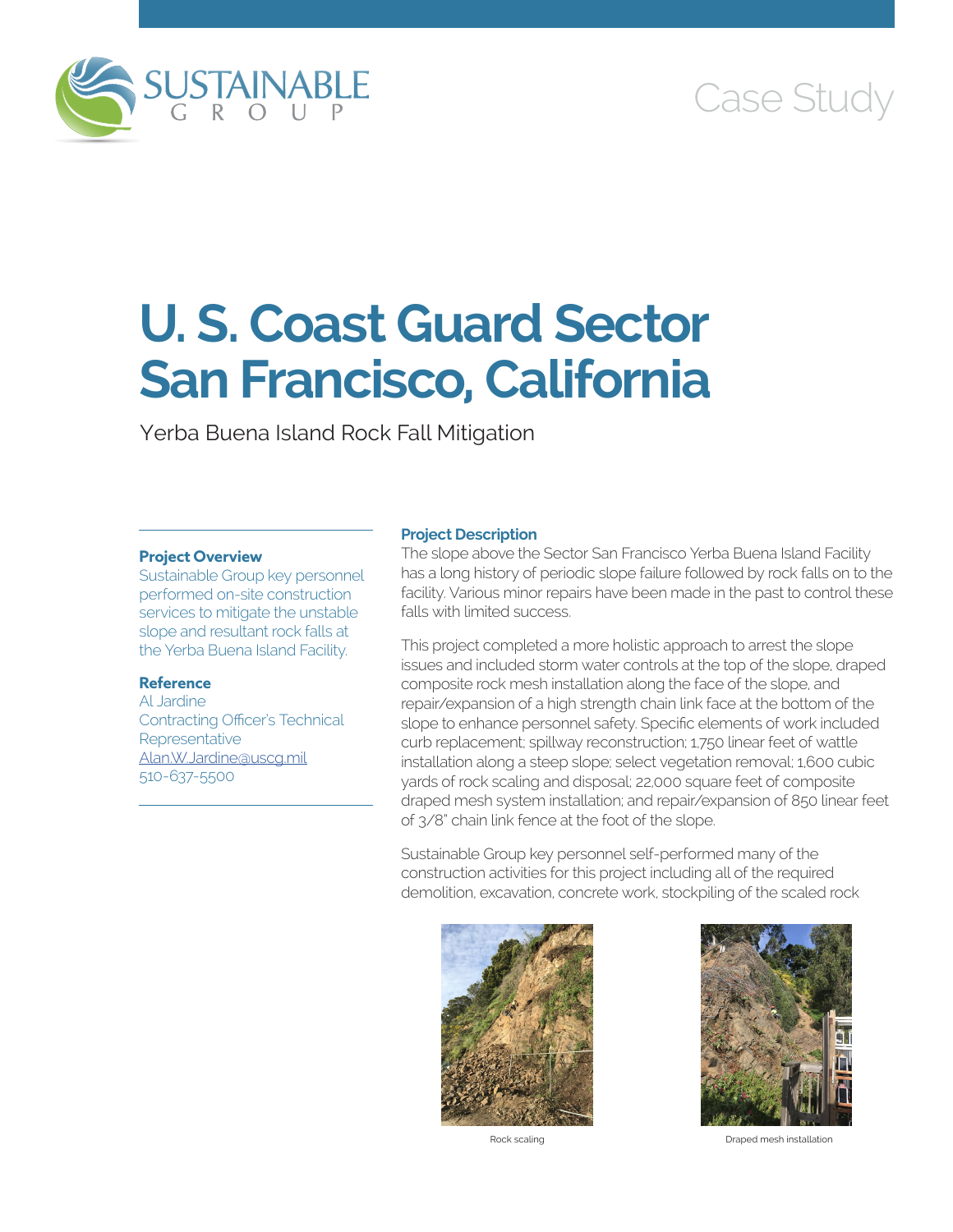SUSTAINABLE GROUP

Case Study

# U. S. Coast Guard Sector San Francisco, California

Yerba Buena Island Rock Fall Mitigation

### Project Overview

Sustainable Group key personnel performed on-site construction services to mitigate the unstable slope and resultant rock falls at the Yerba Buena Island Facility.

### Reference

Al Jardine
Contracting Officer's Technical Representative
Alan.W.Jardine@uscg.mil
510-637-5500

### Project Description

The slope above the Sector San Francisco Yerba Buena Island Facility has a long history of periodic slope failure followed by rock falls on to the facility. Various minor repairs have been made in the past to control these falls with limited success.

This project completed a more holistic approach to arrest the slope issues and included storm water controls at the top of the slope, draped composite rock mesh installation along the face of the slope, and repair/expansion of a high strength chain link face at the bottom of the slope to enhance personnel safety. Specific elements of work included curb replacement; spillway reconstruction; 1,750 linear feet of wattle installation along a steep slope; select vegetation removal; 1,600 cubic yards of rock scaling and disposal; 22,000 square feet of composite draped mesh system installation; and repair/expansion of 850 linear feet of 3/8" chain link fence at the foot of the slope.

Sustainable Group key personnel self-performed many of the construction activities for this project including all of the required demolition, excavation, concrete work, stockpiling of the scaled rock

Rock scaling

Draped mesh installation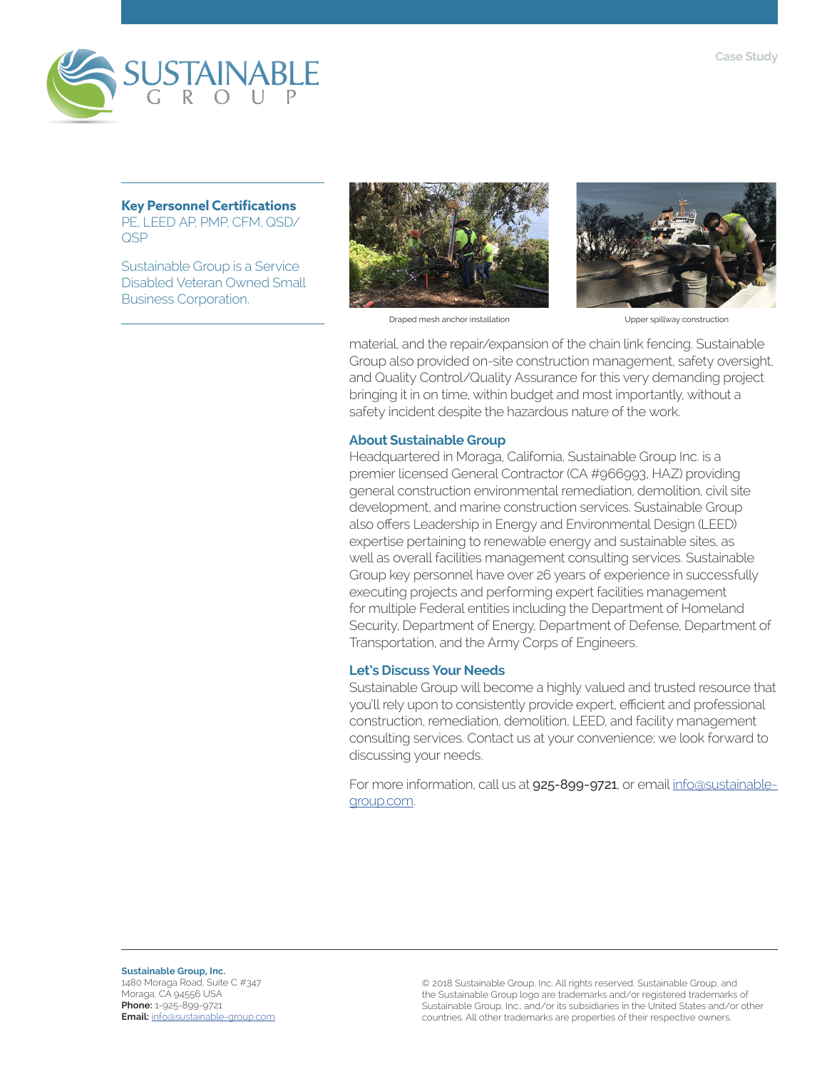### Key Personnel Certifications

PE, LEED AP, PMP, CFM, QSD/QSP

Sustainable Group is a Service Disabled Veteran Owned Small Business Corporation.

Draped mesh anchor installation

Upper spillway construction

material, and the repair/expansion of the chain link fencing. Sustainable Group also provided on-site construction management, safety oversight, and Quality Control/Quality Assurance for this very demanding project bringing it in on time, within budget and most importantly, without a safety incident despite the hazardous nature of the work.

### About Sustainable Group

Headquartered in Moraga, California, Sustainable Group Inc. is a premier licensed General Contractor (CA #966993, HAZ) providing general construction environmental remediation, demolition, civil site development, and marine construction services. Sustainable Group also offers Leadership in Energy and Environmental Design (LEED) expertise pertaining to renewable energy and sustainable sites, as well as overall facilities management consulting services. Sustainable Group key personnel have over 26 years of experience in successfully executing projects and performing expert facilities management for multiple Federal entities including the Department of Homeland Security, Department of Energy, Department of Defense, Department of Transportation, and the Army Corps of Engineers.

### Let's Discuss Your Needs

Sustainable Group will become a highly valued and trusted resource that you'll rely upon to consistently provide expert, efficient and professional construction, remediation, demolition, LEED, and facility management consulting services. Contact us at your convenience; we look forward to discussing your needs.

For more information, call us at **925-899-9721**, or email [info@sustainable-group.com](mailto:info@sustainable-group.com).

**Sustainable Group, Inc.**
1480 Moraga Road, Suite C #347
Moraga, CA 94556 USA
**Phone:** 1-925-899-9721
**Email:** [info@sustainable-group.com](mailto:info@sustainable-group.com)

© 2018 Sustainable Group, Inc. All rights reserved. Sustainable Group, and the Sustainable Group logo are trademarks and/or registered trademarks of Sustainable Group, Inc., and/or its subsidiaries in the United States and/or other countries. All other trademarks are properties of their respective owners.